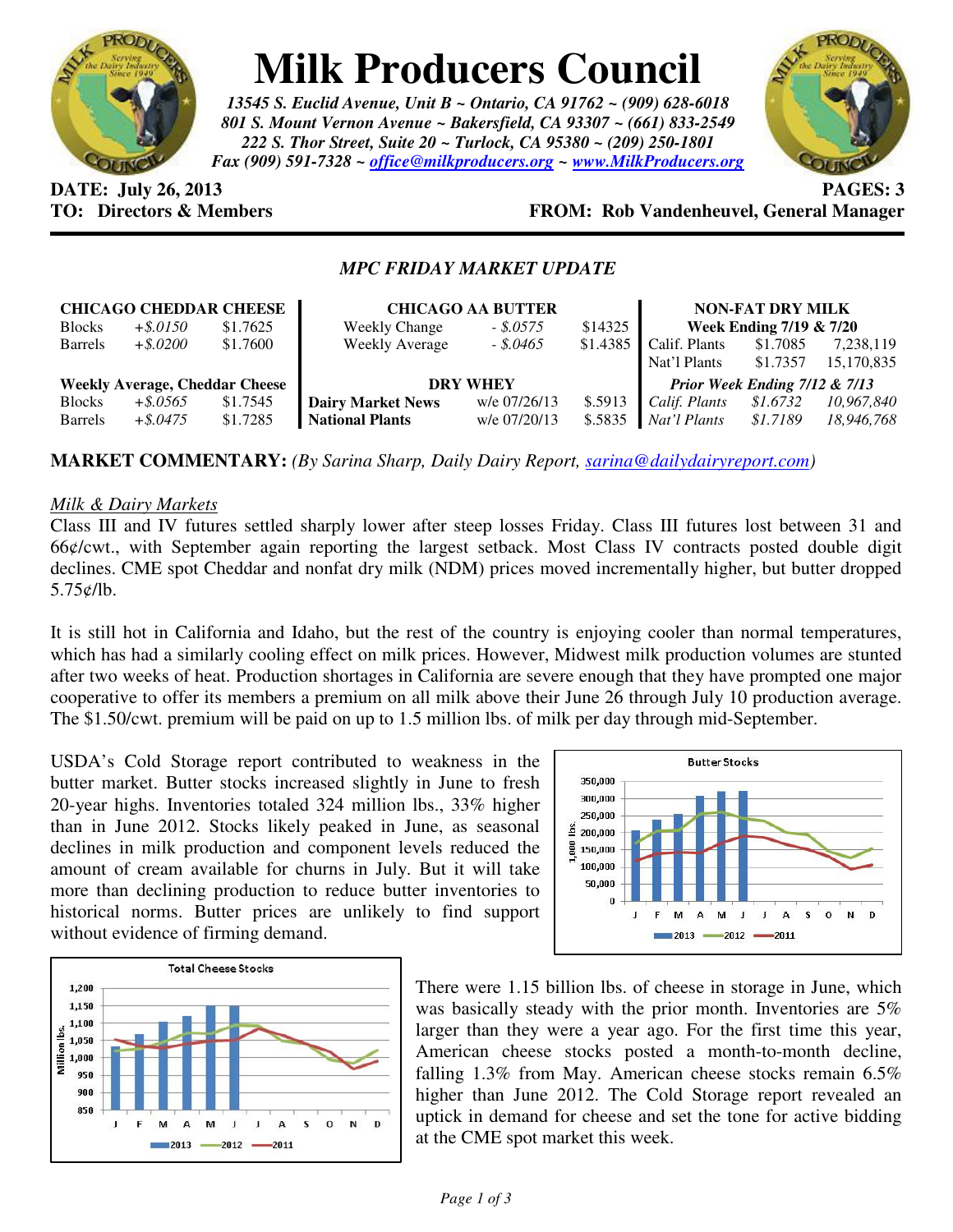# Milk Producers Council

*13545 S. Euclid Avenue, Unit B ~ Ontario, CA 91762 ~ (909) 628-6018*
*801 S. Mount Vernon Avenue ~ Bakersfield, CA 93307 ~ (661) 833-2549*
*222 S. Thor Street, Suite 20 ~ Turlock, CA 95380 ~ (209) 250-1801*
*Fax (909) 591-7328 ~ office@milkproducers.org ~ www.MilkProducers.org*

**DATE: July 26, 2013** **PAGES: 3**
**TO: Directors & Members** **FROM: Rob Vandenheuvel, General Manager**

*MPC FRIDAY MARKET UPDATE*

| CHICAGO CHEDDAR CHEESE | | |
|---|---|---|
| Blocks | *+$.0150* | $1.7625 |
| Barrels | *+$.0200* | $1.7600 |
| **Weekly Average, Cheddar Cheese** | | |
| Blocks | *+$.0565* | $1.7545 |
| Barrels | *+$.0475* | $1.7285 |

| CHICAGO AA BUTTER | | |
|---|---|---|
| Weekly Change | *- $.0575* | $14325 |
| Weekly Average | *- $.0465* | $1.4385 |
| **DRY WHEY** | | |
| **Dairy Market News** | w/e 07/26/13 | $.5913 |
| **National Plants** | w/e 07/20/13 | $.5835 |

| NON-FAT DRY MILK | | |
|---|---|---|
| **Week Ending 7/19 & 7/20** | | |
| Calif. Plants | $1.7085 | 7,238,119 |
| Nat'l Plants | $1.7357 | 15,170,835 |
| ***Prior Week Ending 7/12 & 7/13*** | | |
| *Calif. Plants* | *$1.6732* | *10,967,840* |
| *Nat'l Plants* | *$1.7189* | *18,946,768* |

**MARKET COMMENTARY:** *(By Sarina Sharp, Daily Dairy Report, sarina@dailydairyreport.com)*

## Milk & Dairy Markets

Class III and IV futures settled sharply lower after steep losses Friday. Class III futures lost between 31 and 66¢/cwt., with September again reporting the largest setback. Most Class IV contracts posted double digit declines. CME spot Cheddar and nonfat dry milk (NDM) prices moved incrementally higher, but butter dropped 5.75¢/lb.

It is still hot in California and Idaho, but the rest of the country is enjoying cooler than normal temperatures, which has had a similarly cooling effect on milk prices. However, Midwest milk production volumes are stunted after two weeks of heat. Production shortages in California are severe enough that they have prompted one major cooperative to offer its members a premium on all milk above their June 26 through July 10 production average. The $1.50/cwt. premium will be paid on up to 1.5 million lbs. of milk per day through mid-September.

USDA's Cold Storage report contributed to weakness in the butter market. Butter stocks increased slightly in June to fresh 20-year highs. Inventories totaled 324 million lbs., 33% higher than in June 2012. Stocks likely peaked in June, as seasonal declines in milk production and component levels reduced the amount of cream available for churns in July. But it will take more than declining production to reduce butter inventories to historical norms. Butter prices are unlikely to find support without evidence of firming demand.

There were 1.15 billion lbs. of cheese in storage in June, which was basically steady with the prior month. Inventories are 5% larger than they were a year ago. For the first time this year, American cheese stocks posted a month-to-month decline, falling 1.3% from May. American cheese stocks remain 6.5% higher than June 2012. The Cold Storage report revealed an uptick in demand for cheese and set the tone for active bidding at the CME spot market this week.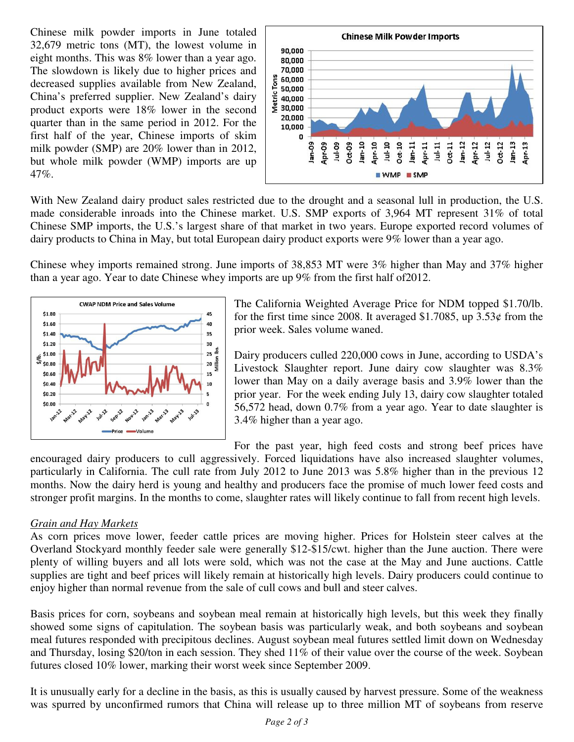Chinese milk powder imports in June totaled 32,679 metric tons (MT), the lowest volume in eight months. This was 8% lower than a year ago. The slowdown is likely due to higher prices and decreased supplies available from New Zealand, China's preferred supplier. New Zealand's dairy product exports were 18% lower in the second quarter than in the same period in 2012. For the first half of the year, Chinese imports of skim milk powder (SMP) are 20% lower than in 2012, but whole milk powder (WMP) imports are up 47%.

With New Zealand dairy product sales restricted due to the drought and a seasonal lull in production, the U.S. made considerable inroads into the Chinese market. U.S. SMP exports of 3,964 MT represent 31% of total Chinese SMP imports, the U.S.'s largest share of that market in two years. Europe exported record volumes of dairy products to China in May, but total European dairy product exports were 9% lower than a year ago.

Chinese whey imports remained strong. June imports of 38,853 MT were 3% higher than May and 37% higher than a year ago. Year to date Chinese whey imports are up 9% from the first half of2012.

The California Weighted Average Price for NDM topped $1.70/lb. for the first time since 2008. It averaged $1.7085, up 3.53¢ from the prior week. Sales volume waned.

Dairy producers culled 220,000 cows in June, according to USDA's Livestock Slaughter report. June dairy cow slaughter was 8.3% lower than May on a daily average basis and 3.9% lower than the prior year. For the week ending July 13, dairy cow slaughter totaled 56,572 head, down 0.7% from a year ago. Year to date slaughter is 3.4% higher than a year ago.

For the past year, high feed costs and strong beef prices have encouraged dairy producers to cull aggressively. Forced liquidations have also increased slaughter volumes, particularly in California. The cull rate from July 2012 to June 2013 was 5.8% higher than in the previous 12 months. Now the dairy herd is young and healthy and producers face the promise of much lower feed costs and stronger profit margins. In the months to come, slaughter rates will likely continue to fall from recent high levels.

*Grain and Hay Markets*

As corn prices move lower, feeder cattle prices are moving higher. Prices for Holstein steer calves at the Overland Stockyard monthly feeder sale were generally $12-$15/cwt. higher than the June auction. There were plenty of willing buyers and all lots were sold, which was not the case at the May and June auctions. Cattle supplies are tight and beef prices will likely remain at historically high levels. Dairy producers could continue to enjoy higher than normal revenue from the sale of cull cows and bull and steer calves.

Basis prices for corn, soybeans and soybean meal remain at historically high levels, but this week they finally showed some signs of capitulation. The soybean basis was particularly weak, and both soybeans and soybean meal futures responded with precipitous declines. August soybean meal futures settled limit down on Wednesday and Thursday, losing $20/ton in each session. They shed 11% of their value over the course of the week. Soybean futures closed 10% lower, marking their worst week since September 2009.

It is unusually early for a decline in the basis, as this is usually caused by harvest pressure. Some of the weakness was spurred by unconfirmed rumors that China will release up to three million MT of soybeans from reserve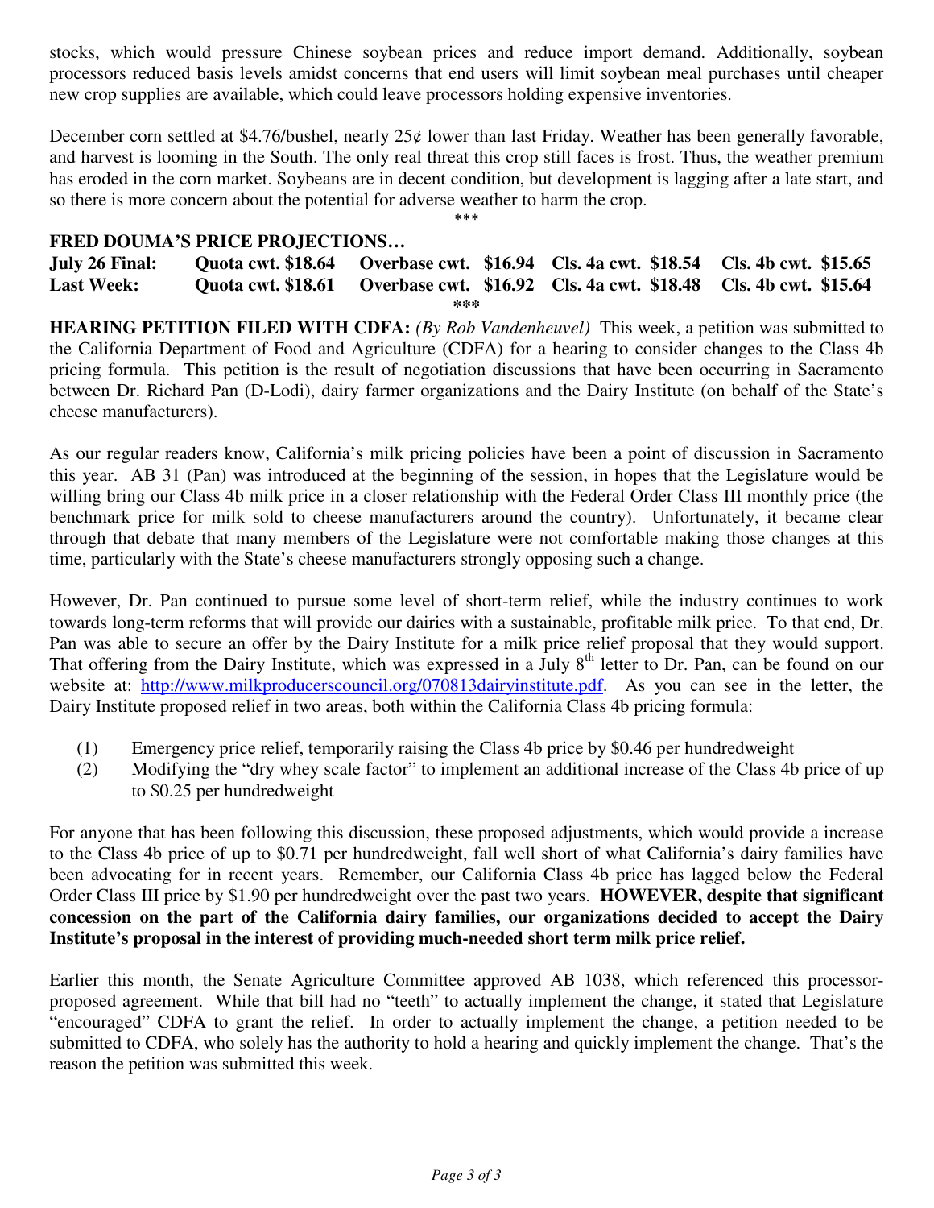stocks, which would pressure Chinese soybean prices and reduce import demand. Additionally, soybean processors reduced basis levels amidst concerns that end users will limit soybean meal purchases until cheaper new crop supplies are available, which could leave processors holding expensive inventories.

December corn settled at $4.76/bushel, nearly 25¢ lower than last Friday. Weather has been generally favorable, and harvest is looming in the South. The only real threat this crop still faces is frost. Thus, the weather premium has eroded in the corn market. Soybeans are in decent condition, but development is lagging after a late start, and so there is more concern about the potential for adverse weather to harm the crop.

\*\*\*

**FRED DOUMA'S PRICE PROJECTIONS…**

| | | | | |
|---|---|---|---|---|
| **July 26 Final:** | **Quota cwt. $18.64** | **Overbase cwt. $16.94** | **Cls. 4a cwt. $18.54** | **Cls. 4b cwt. $15.65** |
| **Last Week:** | **Quota cwt. $18.61** | **Overbase cwt. $16.92** | **Cls. 4a cwt. $18.48** | **Cls. 4b cwt. $15.64** |

\*\*\*

**HEARING PETITION FILED WITH CDFA:** *(By Rob Vandenheuvel)* This week, a petition was submitted to the California Department of Food and Agriculture (CDFA) for a hearing to consider changes to the Class 4b pricing formula. This petition is the result of negotiation discussions that have been occurring in Sacramento between Dr. Richard Pan (D-Lodi), dairy farmer organizations and the Dairy Institute (on behalf of the State's cheese manufacturers).

As our regular readers know, California's milk pricing policies have been a point of discussion in Sacramento this year. AB 31 (Pan) was introduced at the beginning of the session, in hopes that the Legislature would be willing bring our Class 4b milk price in a closer relationship with the Federal Order Class III monthly price (the benchmark price for milk sold to cheese manufacturers around the country). Unfortunately, it became clear through that debate that many members of the Legislature were not comfortable making those changes at this time, particularly with the State's cheese manufacturers strongly opposing such a change.

However, Dr. Pan continued to pursue some level of short-term relief, while the industry continues to work towards long-term reforms that will provide our dairies with a sustainable, profitable milk price. To that end, Dr. Pan was able to secure an offer by the Dairy Institute for a milk price relief proposal that they would support. That offering from the Dairy Institute, which was expressed in a July 8th letter to Dr. Pan, can be found on our website at: http://www.milkproducerscouncil.org/070813dairyinstitute.pdf. As you can see in the letter, the Dairy Institute proposed relief in two areas, both within the California Class 4b pricing formula:

(1) Emergency price relief, temporarily raising the Class 4b price by $0.46 per hundredweight
(2) Modifying the "dry whey scale factor" to implement an additional increase of the Class 4b price of up to $0.25 per hundredweight

For anyone that has been following this discussion, these proposed adjustments, which would provide a increase to the Class 4b price of up to $0.71 per hundredweight, fall well short of what California's dairy families have been advocating for in recent years. Remember, our California Class 4b price has lagged below the Federal Order Class III price by $1.90 per hundredweight over the past two years. **HOWEVER, despite that significant concession on the part of the California dairy families, our organizations decided to accept the Dairy Institute's proposal in the interest of providing much-needed short term milk price relief.**

Earlier this month, the Senate Agriculture Committee approved AB 1038, which referenced this processor-proposed agreement. While that bill had no "teeth" to actually implement the change, it stated that Legislature "encouraged" CDFA to grant the relief. In order to actually implement the change, a petition needed to be submitted to CDFA, who solely has the authority to hold a hearing and quickly implement the change. That's the reason the petition was submitted this week.